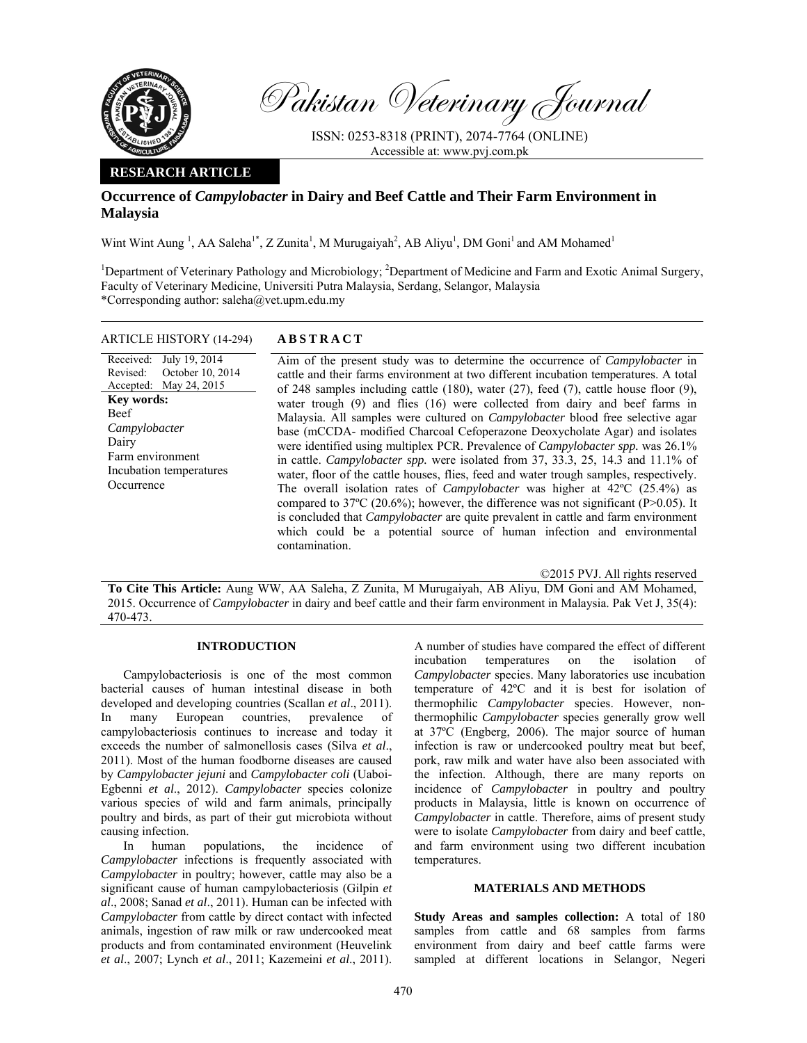# Occurrence of *Campylobacter* in Dairy and Beef Cattle and Their Farm Environment in Malaysia

Wint Wint Aung [1], AA Saleha[1*], Z Zunita[1], M Murugaiyah[2], AB Aliyu[1], DM Goni[1] and AM Mohamed[1]

[1]Department of Veterinary Pathology and Microbiology; [2]Department of Medicine and Farm and Exotic Animal Surgery, Faculty of Veterinary Medicine, Universiti Putra Malaysia, Serdang, Selangor, Malaysia

*Corresponding author: saleha@vet.upm.edu.my

**RESEARCH ARTICLE**

**ARTICLE HISTORY (14-294)**

Received: July 19, 2014
Revised: October 10, 2014
Accepted: May 24, 2015

**Key words:**
Beef
*Campylobacter*
Dairy
Farm environment
Incubation temperatures
Occurrence

## ABSTRACT

Aim of the present study was to determine the occurrence of *Campylobacter* in cattle and their farms environment at two different incubation temperatures. A total of 248 samples including cattle (180), water (27), feed (7), cattle house floor (9), water trough (9) and flies (16) were collected from dairy and beef farms in Malaysia. All samples were cultured on *Campylobacter* blood free selective agar base (mCCDA- modified Charcoal Cefoperazone Deoxycholate Agar) and isolates were identified using multiplex PCR. Prevalence of *Campylobacter spp.* was 26.1% in cattle. *Campylobacter spp.* were isolated from 37, 33.3, 25, 14.3 and 11.1% of water, floor of the cattle houses, flies, feed and water trough samples, respectively. The overall isolation rates of *Campylobacter* was higher at 42ºC (25.4%) as compared to 37ºC (20.6%); however, the difference was not significant (P>0.05). It is concluded that *Campylobacter* are quite prevalent in cattle and farm environment which could be a potential source of human infection and environmental contamination.

©2015 PVJ. All rights reserved

**To Cite This Article:** Aung WW, AA Saleha, Z Zunita, M Murugaiyah, AB Aliyu, DM Goni and AM Mohamed, 2015. Occurrence of *Campylobacter* in dairy and beef cattle and their farm environment in Malaysia. Pak Vet J, 35(4): 470-473.

## INTRODUCTION

Campylobacteriosis is one of the most common bacterial causes of human intestinal disease in both developed and developing countries (Scallan *et al*., 2011). In many European countries, prevalence of campylobacteriosis continues to increase and today it exceeds the number of salmonellosis cases (Silva *et al*., 2011). Most of the human foodborne diseases are caused by *Campylobacter jejuni* and *Campylobacter coli* (Uaboi-Egbenni *et al*., 2012). *Campylobacter* species colonize various species of wild and farm animals, principally poultry and birds, as part of their gut microbiota without causing infection.

In human populations, the incidence of *Campylobacter* infections is frequently associated with *Campylobacter* in poultry; however, cattle may also be a significant cause of human campylobacteriosis (Gilpin *et al*., 2008; Sanad *et al*., 2011). Human can be infected with *Campylobacter* from cattle by direct contact with infected animals, ingestion of raw milk or raw undercooked meat products and from contaminated environment (Heuvelink *et al*., 2007; Lynch *et al*., 2011; Kazemeini *et al*., 2011). A number of studies have compared the effect of different incubation temperatures on the isolation of *Campylobacter* species. Many laboratories use incubation temperature of 42ºC and it is best for isolation of thermophilic *Campylobacter* species. However, non-thermophilic *Campylobacter* species generally grow well at 37ºC (Engberg, 2006). The major source of human infection is raw or undercooked poultry meat but beef, pork, raw milk and water have also been associated with the infection. Although, there are many reports on incidence of *Campylobacter* in poultry and poultry products in Malaysia, little is known on occurrence of *Campylobacter* in cattle. Therefore, aims of present study were to isolate *Campylobacter* from dairy and beef cattle, and farm environment using two different incubation temperatures.

## MATERIALS AND METHODS

**Study Areas and samples collection:** A total of 180 samples from cattle and 68 samples from farms environment from dairy and beef cattle farms were sampled at different locations in Selangor, Negeri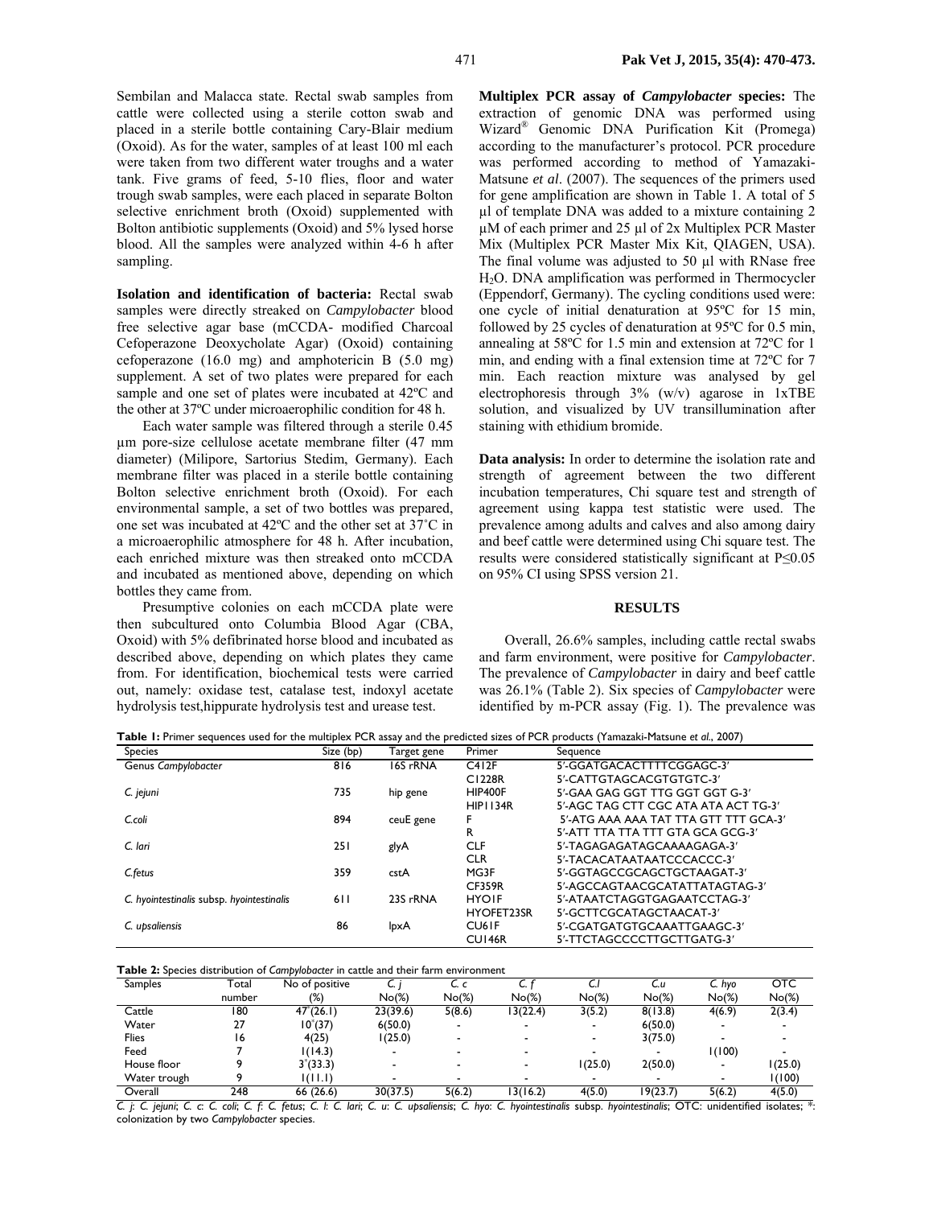Sembilan and Malacca state. Rectal swab samples from cattle were collected using a sterile cotton swab and placed in a sterile bottle containing Cary-Blair medium (Oxoid). As for the water, samples of at least 100 ml each were taken from two different water troughs and a water tank. Five grams of feed, 5-10 flies, floor and water trough swab samples, were each placed in separate Bolton selective enrichment broth (Oxoid) supplemented with Bolton antibiotic supplements (Oxoid) and 5% lysed horse blood. All the samples were analyzed within 4-6 h after sampling.

**Isolation and identification of bacteria:** Rectal swab samples were directly streaked on *Campylobacter* blood free selective agar base (mCCDA- modified Charcoal Cefoperazone Deoxycholate Agar) (Oxoid) containing cefoperazone (16.0 mg) and amphotericin B (5.0 mg) supplement. A set of two plates were prepared for each sample and one set of plates were incubated at 42ºC and the other at 37ºC under microaerophilic condition for 48 h.

Each water sample was filtered through a sterile 0.45 µm pore-size cellulose acetate membrane filter (47 mm diameter) (Milipore, Sartorius Stedim, Germany). Each membrane filter was placed in a sterile bottle containing Bolton selective enrichment broth (Oxoid). For each environmental sample, a set of two bottles was prepared, one set was incubated at 42˚C and the other set at 37˚C in a microaerophilic atmosphere for 48 h. After incubation, each enriched mixture was then streaked onto mCCDA and incubated as mentioned above, depending on which bottles they came from.

Presumptive colonies on each mCCDA plate were then subcultured onto Columbia Blood Agar (CBA, Oxoid) with 5% defibrinated horse blood and incubated as described above, depending on which plates they came from. For identification, biochemical tests were carried out, namely: oxidase test, catalase test, indoxyl acetate hydrolysis test,hippurate hydrolysis test and urease test.

**Multiplex PCR assay of *Campylobacter* species:** The extraction of genomic DNA was performed using Wizard® Genomic DNA Purification Kit (Promega) according to the manufacturer's protocol. PCR procedure was performed according to method of Yamazaki-Matsune *et al*. (2007). The sequences of the primers used for gene amplification are shown in Table 1. A total of 5 µl of template DNA was added to a mixture containing 2 µM of each primer and 25 µl of 2x Multiplex PCR Master Mix (Multiplex PCR Master Mix Kit, QIAGEN, USA). The final volume was adjusted to 50 µl with RNase free $H_2O$. DNA amplification was performed in Thermocycler (Eppendorf, Germany). The cycling conditions used were: one cycle of initial denaturation at 95ºC for 15 min, followed by 25 cycles of denaturation at 95ºC for 0.5 min, annealing at 58ºC for 1.5 min and extension at 72ºC for 1 min, and ending with a final extension time at 72ºC for 7 min. Each reaction mixture was analysed by gel electrophoresis through 3% (w/v) agarose in 1xTBE solution, and visualized by UV transillumination after staining with ethidium bromide.

**Data analysis:** In order to determine the isolation rate and strength of agreement between the two different incubation temperatures, Chi square test and strength of agreement using kappa test statistic were used. The prevalence among adults and calves and also among dairy and beef cattle were determined using Chi square test. The results were considered statistically significant at P≤0.05 on 95% CI using SPSS version 21.

## RESULTS

Overall, 26.6% samples, including cattle rectal swabs and farm environment, were positive for *Campylobacter*. The prevalence of *Campylobacter* in dairy and beef cattle was 26.1% (Table 2). Six species of *Campylobacter* were identified by m-PCR assay (Fig. 1). The prevalence was

**Table 1:** Primer sequences used for the multiplex PCR assay and the predicted sizes of PCR products (Yamazaki-Matsune *et al.*, 2007)

| Species | Size (bp) | Target gene | Primer | Sequence |
|---|---|---|---|---|
| Genus *Campylobacter* | 816 | 16S rRNA | C412F | 5′-GGATGACACTTTTCGGAGC-3′ |
| | | | C1228R | 5′-CATTGTAGCACGTGTGTC-3′ |
| *C. jejuni* | 735 | hip gene | HIP400F | 5′-GAA GAG GGT TTG GGT GGT G-3′ |
| | | | HIP1134R | 5′-AGC TAG CTT CGC ATA ATA ACT TG-3′ |
| *C.coli* | 894 | ceuE gene | F | 5′-ATG AAA AAA TAT TTA GTT TTT GCA-3′ |
| | | | R | 5′-ATT TTA TTA TTT GTA GCA GCG-3′ |
| *C. lari* | 251 | glyA | CLF | 5′-TAGAGAGATAGCAAAAGAGA-3′ |
| | | | CLR | 5′-TACACATAATAATCCCACCC-3′ |
| *C.fetus* | 359 | cstA | MG3F | 5′-GGTAGCCGCAGCTGCTAAGAT-3′ |
| | | | CF359R | 5′-AGCCAGTAACGCATATTATAGTAG-3′ |
| *C. hyointestinalis* subsp. *hyointestinalis* | 611 | 23S rRNA | HYO1F | 5′-ATAATCTAGGTGAGAATCCTAG-3′ |
| | | | HYOFET23SR | 5′-GCTTCGCATAGCTAACAT-3′ |
| *C. upsaliensis* | 86 | lpxA | CU61F | 5′-CGATGATGTGCAAATTGAAGC-3′ |
| | | | CU146R | 5′-TTCTAGCCCCTTGCTTGATG-3′ |

**Table 2:** Species distribution of *Campylobacter* in cattle and their farm environment

| Samples | Total number | No of positive (%) | *C. j* No(%) | *C. c* No(%) | *C. f* No(%) | *C.l* No(%) | *C.u* No(%) | *C. hyo* No(%) | OTC No(%) |
|---|---|---|---|---|---|---|---|---|---|
| Cattle | 180 | 47*(26.1) | 23(39.6) | 5(8.6) | 13(22.4) | 3(5.2) | 8(13.8) | 4(6.9) | 2(3.4) |
| Water | 27 | 10*(37) | 6(50.0) | - | - | - | 6(50.0) | - | - |
| Flies | 16 | 4(25) | 1(25.0) | - | - | - | 3(75.0) | - | - |
| Feed | 7 | 1(14.3) | - | - | - | - | - | 1(100) | - |
| House floor | 9 | 3*(33.3) | - | - | - | 1(25.0) | 2(50.0) | - | 1(25.0) |
| Water trough | 9 | 1(11.1) | - | - | - | - | - | - | 1(100) |
| Overall | 248 | 66 (26.6) | 30(37.5) | 5(6.2) | 13(16.2) | 4(5.0) | 19(23.7) | 5(6.2) | 4(5.0) |

*C. j*: *C. jejuni*; *C. c*: *C. coli*; *C. f*: *C. fetus*; *C. l*: *C. lari*; *C. u*: *C. upsaliensis*; *C. hyo*: *C. hyointestinalis* subsp. *hyointestinalis*; OTC: unidentified isolates; *: colonization by two *Campylobacter* species.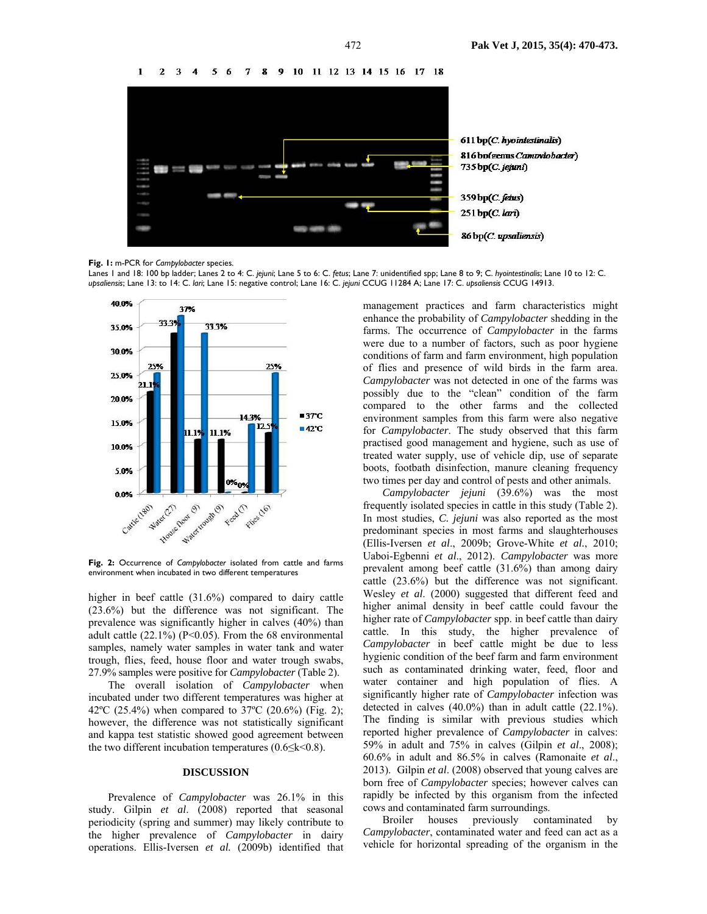**Fig. 1:** m-PCR for *Campylobacter* species.
Lanes 1 and 18: 100 bp ladder; Lanes 2 to 4: *C. jejuni*; Lane 5 to 6: *C. fetus*; Lane 7: unidentified spp; Lane 8 to 9; *C. hyointestinalis*; Lane 10 to 12: *C. upsaliensis*; Lane 13: to 14: *C. lari*; Lane 15: negative control; Lane 16: *C. jejuni* CCUG 11284 A; Lane 17: *C. upsaliensis* CCUG 14913.

**Fig. 2:** Occurrence of *Campylobacter* isolated from cattle and farms environment when incubated in two different temperatures

higher in beef cattle (31.6%) compared to dairy cattle (23.6%) but the difference was not significant. The prevalence was significantly higher in calves (40%) than adult cattle (22.1%) ($P<0.05$). From the 68 environmental samples, namely water samples in water tank and water trough, flies, feed, house floor and water trough swabs, 27.9% samples were positive for *Campylobacter* (Table 2).

The overall isolation of *Campylobacter* when incubated under two different temperatures was higher at 42ºC (25.4%) when compared to 37ºC (20.6%) (Fig. 2); however, the difference was not statistically significant and kappa test statistic showed good agreement between the two different incubation temperatures ($0.6 \leq k < 0.8$).

## DISCUSSION

Prevalence of *Campylobacter* was 26.1% in this study. Gilpin *et al*. (2008) reported that seasonal periodicity (spring and summer) may likely contribute to the higher prevalence of *Campylobacter* in dairy operations. Ellis-Iversen *et al.* (2009b) identified that management practices and farm characteristics might enhance the probability of *Campylobacter* shedding in the farms. The occurrence of *Campylobacter* in the farms were due to a number of factors, such as poor hygiene conditions of farm and farm environment, high population of flies and presence of wild birds in the farm area. *Campylobacter* was not detected in one of the farms was possibly due to the "clean" condition of the farm compared to the other farms and the collected environment samples from this farm were also negative for *Campylobacter*. The study observed that this farm practised good management and hygiene, such as use of treated water supply, use of vehicle dip, use of separate boots, footbath disinfection, manure cleaning frequency two times per day and control of pests and other animals.

*Campylobacter jejuni* (39.6%) was the most frequently isolated species in cattle in this study (Table 2). In most studies, *C. jejuni* was also reported as the most predominant species in most farms and slaughterhouses (Ellis-Iversen *et al*., 2009b; Grove-White *et al.*, 2010; Uaboi-Egbenni *et al*., 2012). *Campylobacter* was more prevalent among beef cattle (31.6%) than among dairy cattle (23.6%) but the difference was not significant. Wesley *et al*. (2000) suggested that different feed and higher animal density in beef cattle could favour the higher rate of *Campylobacter* spp. in beef cattle than dairy cattle. In this study, the higher prevalence of *Campylobacter* in beef cattle might be due to less hygienic condition of the beef farm and farm environment such as contaminated drinking water, feed, floor and water container and high population of flies. A significantly higher rate of *Campylobacter* infection was detected in calves (40.0%) than in adult cattle (22.1%). The finding is similar with previous studies which reported higher prevalence of *Campylobacter* in calves: 59% in adult and 75% in calves (Gilpin *et al*., 2008); 60.6% in adult and 86.5% in calves (Ramonaite *et al*., 2013). Gilpin *et al*. (2008) observed that young calves are born free of *Campylobacter* species; however calves can rapidly be infected by this organism from the infected cows and contaminated farm surroundings.

Broiler houses previously contaminated by *Campylobacter*, contaminated water and feed can act as a vehicle for horizontal spreading of the organism in the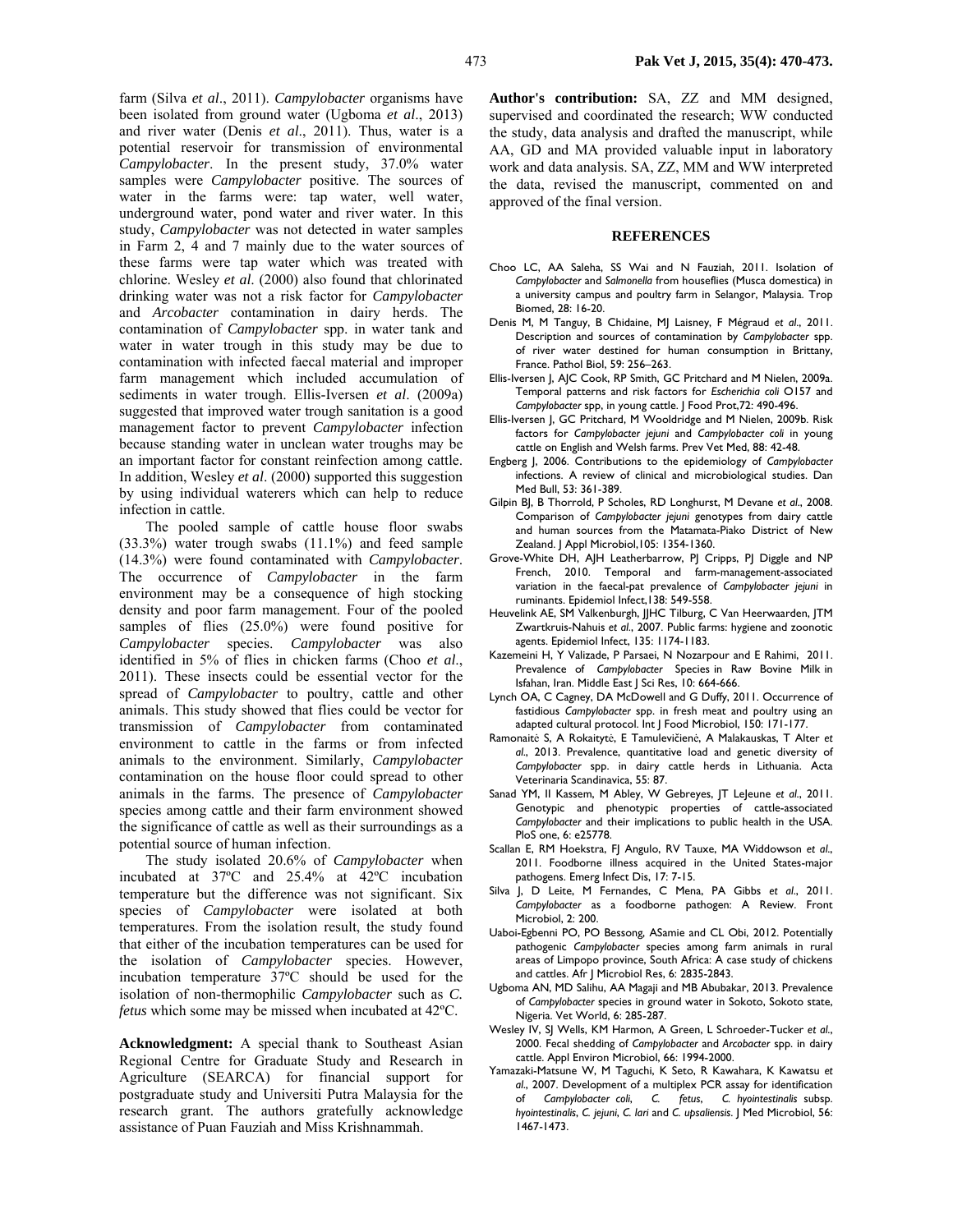farm (Silva *et al*., 2011). *Campylobacter* organisms have been isolated from ground water (Ugboma *et al*., 2013) and river water (Denis *et al*., 2011). Thus, water is a potential reservoir for transmission of environmental *Campylobacter*. In the present study, 37.0% water samples were *Campylobacter* positive. The sources of water in the farms were: tap water, well water, underground water, pond water and river water. In this study, *Campylobacter* was not detected in water samples in Farm 2, 4 and 7 mainly due to the water sources of these farms were tap water which was treated with chlorine. Wesley *et al*. (2000) also found that chlorinated drinking water was not a risk factor for *Campylobacter* and *Arcobacter* contamination in dairy herds. The contamination of *Campylobacter* spp. in water tank and water in water trough in this study may be due to contamination with infected faecal material and improper farm management which included accumulation of sediments in water trough. Ellis-Iversen *et al*. (2009a) suggested that improved water trough sanitation is a good management factor to prevent *Campylobacter* infection because standing water in unclean water troughs may be an important factor for constant reinfection among cattle. In addition, Wesley *et al*. (2000) supported this suggestion by using individual waterers which can help to reduce infection in cattle.

The pooled sample of cattle house floor swabs (33.3%) water trough swabs (11.1%) and feed sample (14.3%) were found contaminated with *Campylobacter*. The occurrence of *Campylobacter* in the farm environment may be a consequence of high stocking density and poor farm management. Four of the pooled samples of flies (25.0%) were found positive for *Campylobacter* species. *Campylobacter* was also identified in 5% of flies in chicken farms (Choo *et al*., 2011). These insects could be essential vector for the spread of *Campylobacter* to poultry, cattle and other animals. This study showed that flies could be vector for transmission of *Campylobacter* from contaminated environment to cattle in the farms or from infected animals to the environment. Similarly, *Campylobacter* contamination on the house floor could spread to other animals in the farms. The presence of *Campylobacter* species among cattle and their farm environment showed the significance of cattle as well as their surroundings as a potential source of human infection.

The study isolated 20.6% of *Campylobacter* when incubated at 37ºC and 25.4% at 42ºC incubation temperature but the difference was not significant. Six species of *Campylobacter* were isolated at both temperatures. From the isolation result, the study found that either of the incubation temperatures can be used for the isolation of *Campylobacter* species. However, incubation temperature 37ºC should be used for the isolation of non-thermophilic *Campylobacter* such as *C. fetus* which some may be missed when incubated at 42ºC.

**Acknowledgment:** A special thank to Southeast Asian Regional Centre for Graduate Study and Research in Agriculture (SEARCA) for financial support for postgraduate study and Universiti Putra Malaysia for the research grant. The authors gratefully acknowledge assistance of Puan Fauziah and Miss Krishnammah.

**Author's contribution:** SA, ZZ and MM designed, supervised and coordinated the research; WW conducted the study, data analysis and drafted the manuscript, while AA, GD and MA provided valuable input in laboratory work and data analysis. SA, ZZ, MM and WW interpreted the data, revised the manuscript, commented on and approved of the final version.

## REFERENCES

Choo LC, AA Saleha, SS Wai and N Fauziah, 2011. Isolation of *Campylobacter* and *Salmonella* from houseflies (Musca domestica) in a university campus and poultry farm in Selangor, Malaysia. Trop Biomed, 28: 16-20.

Denis M, M Tanguy, B Chidaine, MJ Laisney, F Mégraud *et al*., 2011. Description and sources of contamination by *Campylobacter* spp. of river water destined for human consumption in Brittany, France. Pathol Biol, 59: 256–263.

Ellis-Iversen J, AJC Cook, RP Smith, GC Pritchard and M Nielen, 2009a. Temporal patterns and risk factors for *Escherichia coli* O157 and *Campylobacter* spp, in young cattle. J Food Prot,72: 490-496.

Ellis-Iversen J, GC Pritchard, M Wooldridge and M Nielen, 2009b. Risk factors for *Campylobacter jejuni* and *Campylobacter coli* in young cattle on English and Welsh farms. Prev Vet Med, 88: 42-48.

Engberg J, 2006. Contributions to the epidemiology of *Campylobacter* infections. A review of clinical and microbiological studies. Dan Med Bull, 53: 361-389.

Gilpin BJ, B Thorrold, P Scholes, RD Longhurst, M Devane *et al*., 2008. Comparison of *Campylobacter jejuni* genotypes from dairy cattle and human sources from the Matamata-Piako District of New Zealand. J Appl Microbiol,105: 1354-1360.

Grove-White DH, AJH Leatherbarrow, PJ Cripps, PJ Diggle and NP French, 2010. Temporal and farm-management-associated variation in the faecal-pat prevalence of *Campylobacter jejuni* in ruminants. Epidemiol Infect,138: 549-558.

Heuvelink AE, SM Valkenburgh, JJHC Tilburg, C Van Heerwaarden, JTM Zwartkruis-Nahuis *et al*., 2007. Public farms: hygiene and zoonotic agents. Epidemiol Infect, 135: 1174-1183.

Kazemeini H, Y Valizade, P Parsaei, N Nozarpour and E Rahimi, 2011. Prevalence of *Campylobacter* Species in Raw Bovine Milk in Isfahan, Iran. Middle East J Sci Res, 10: 664-666.

Lynch OA, C Cagney, DA McDowell and G Duffy, 2011. Occurrence of fastidious *Campylobacter* spp. in fresh meat and poultry using an adapted cultural protocol. Int J Food Microbiol, 150: 171-177.

Ramonaitė S, A Rokaitytė, E Tamulevičienė, A Malakauskas, T Alter *et al*., 2013. Prevalence, quantitative load and genetic diversity of *Campylobacter* spp. in dairy cattle herds in Lithuania. Acta Veterinaria Scandinavica, 55: 87.

Sanad YM, II Kassem, M Abley, W Gebreyes, JT LeJeune *et al*., 2011. Genotypic and phenotypic properties of cattle-associated *Campylobacter* and their implications to public health in the USA. PloS one, 6: e25778.

Scallan E, RM Hoekstra, FJ Angulo, RV Tauxe, MA Widdowson *et al*., 2011. Foodborne illness acquired in the United States-major pathogens. Emerg Infect Dis, 17: 7-15.

Silva J, D Leite, M Fernandes, C Mena, PA Gibbs *et al*., 2011. *Campylobacter* as a foodborne pathogen: A Review. Front Microbiol, 2: 200.

Uaboi-Egbenni PO, PO Bessong, ASamie and CL Obi, 2012. Potentially pathogenic *Campylobacter* species among farm animals in rural areas of Limpopo province, South Africa: A case study of chickens and cattles. Afr J Microbiol Res, 6: 2835-2843.

Ugboma AN, MD Salihu, AA Magaji and MB Abubakar, 2013. Prevalence of *Campylobacter* species in ground water in Sokoto, Sokoto state, Nigeria. Vet World, 6: 285-287.

Wesley IV, SJ Wells, KM Harmon, A Green, L Schroeder-Tucker *et al*., 2000. Fecal shedding of *Campylobacter* and *Arcobacter* spp. in dairy cattle. Appl Environ Microbiol, 66: 1994-2000.

Yamazaki-Matsune W, M Taguchi, K Seto, R Kawahara, K Kawatsu *et al*., 2007. Development of a multiplex PCR assay for identification of *Campylobacter coli*, *C. fetus*, *C. hyointestinalis* subsp. *hyointestinalis*, *C. jejuni*, *C. lari* and *C. upsaliensis*. J Med Microbiol, 56: 1467-1473.